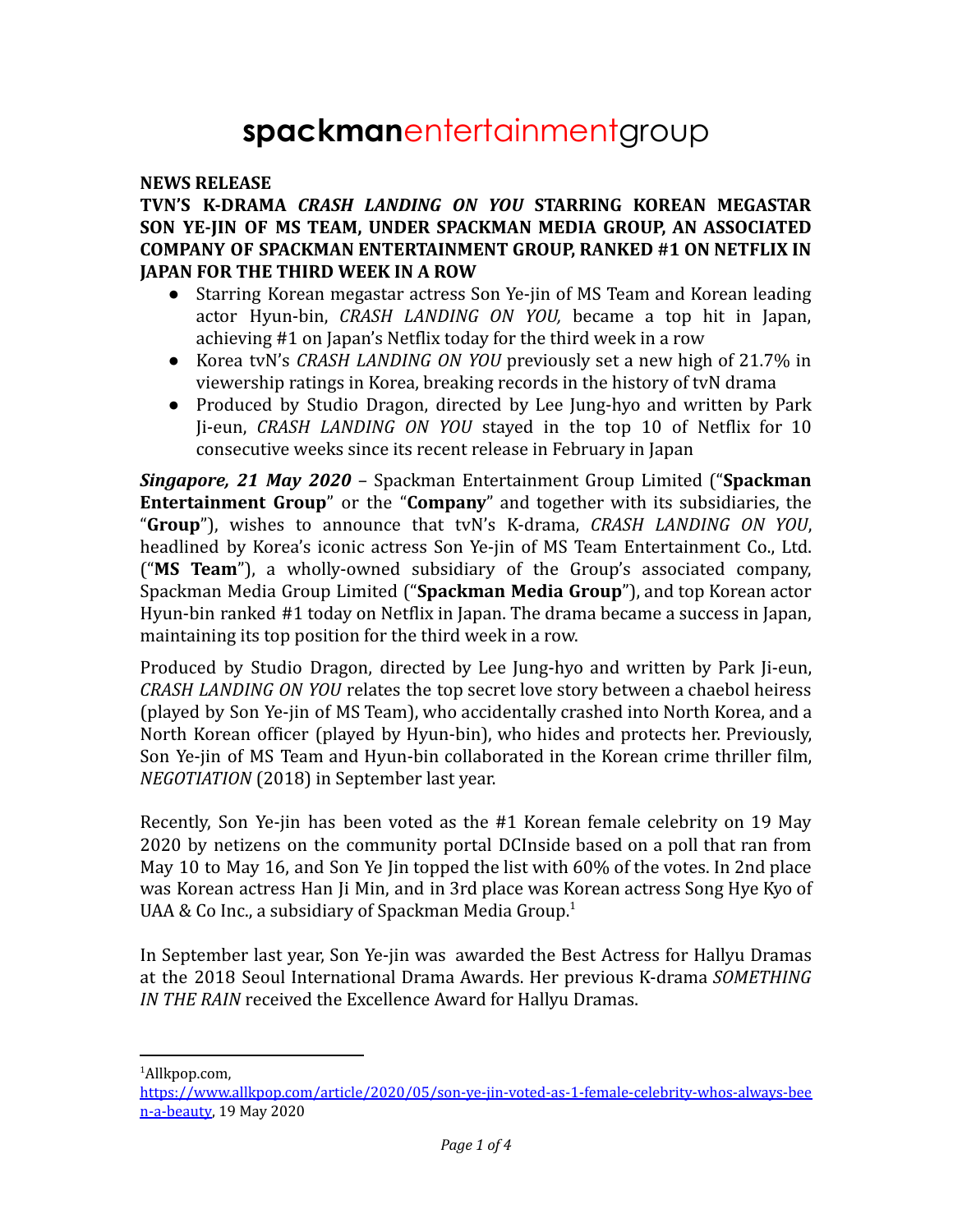# **spackman**entertainmentgroup

**NEWS RELEASE**

**TVN'S K-DRAMA *CRASH LANDING ON YOU* STARRING KOREAN MEGASTAR SON YE-JIN OF MS TEAM, UNDER SPACKMAN MEDIA GROUP, AN ASSOCIATED COMPANY OF SPACKMAN ENTERTAINMENT GROUP, RANKED #1 ON NETFLIX IN JAPAN FOR THE THIRD WEEK IN A ROW**

- Starring Korean megastar actress Son Ye-jin of MS Team and Korean leading actor Hyun-bin, *CRASH LANDING ON YOU,* became a top hit in Japan, achieving #1 on Japan's Netflix today for the third week in a row
- Korea tvN's *CRASH LANDING ON YOU* previously set a new high of 21.7% in viewership ratings in Korea, breaking records in the history of tvN drama
- Produced by Studio Dragon, directed by Lee Jung-hyo and written by Park Ji-eun, *CRASH LANDING ON YOU* stayed in the top 10 of Netflix for 10 consecutive weeks since its recent release in February in Japan

***Singapore, 21 May 2020*** – Spackman Entertainment Group Limited ("**Spackman Entertainment Group**" or the "**Company**" and together with its subsidiaries, the "**Group**"), wishes to announce that tvN's K-drama, *CRASH LANDING ON YOU*, headlined by Korea's iconic actress Son Ye-jin of MS Team Entertainment Co., Ltd. ("**MS Team**"), a wholly-owned subsidiary of the Group's associated company, Spackman Media Group Limited ("**Spackman Media Group**"), and top Korean actor Hyun-bin ranked #1 today on Netflix in Japan. The drama became a success in Japan, maintaining its top position for the third week in a row.

Produced by Studio Dragon, directed by Lee Jung-hyo and written by Park Ji-eun, *CRASH LANDING ON YOU* relates the top secret love story between a chaebol heiress (played by Son Ye-jin of MS Team), who accidentally crashed into North Korea, and a North Korean officer (played by Hyun-bin), who hides and protects her. Previously, Son Ye-jin of MS Team and Hyun-bin collaborated in the Korean crime thriller film, *NEGOTIATION* (2018) in September last year.

Recently, Son Ye-jin has been voted as the #1 Korean female celebrity on 19 May 2020 by netizens on the community portal DCInside based on a poll that ran from May 10 to May 16, and Son Ye Jin topped the list with 60% of the votes. In 2nd place was Korean actress Han Ji Min, and in 3rd place was Korean actress Song Hye Kyo of UAA & Co Inc., a subsidiary of Spackman Media Group.[1]

In September last year, Son Ye-jin was awarded the Best Actress for Hallyu Dramas at the 2018 Seoul International Drama Awards. Her previous K-drama *SOMETHING IN THE RAIN* received the Excellence Award for Hallyu Dramas.

---

[1]Allkpop.com, https://www.allkpop.com/article/2020/05/son-ye-jin-voted-as-1-female-celebrity-whos-always-been-a-beauty, 19 May 2020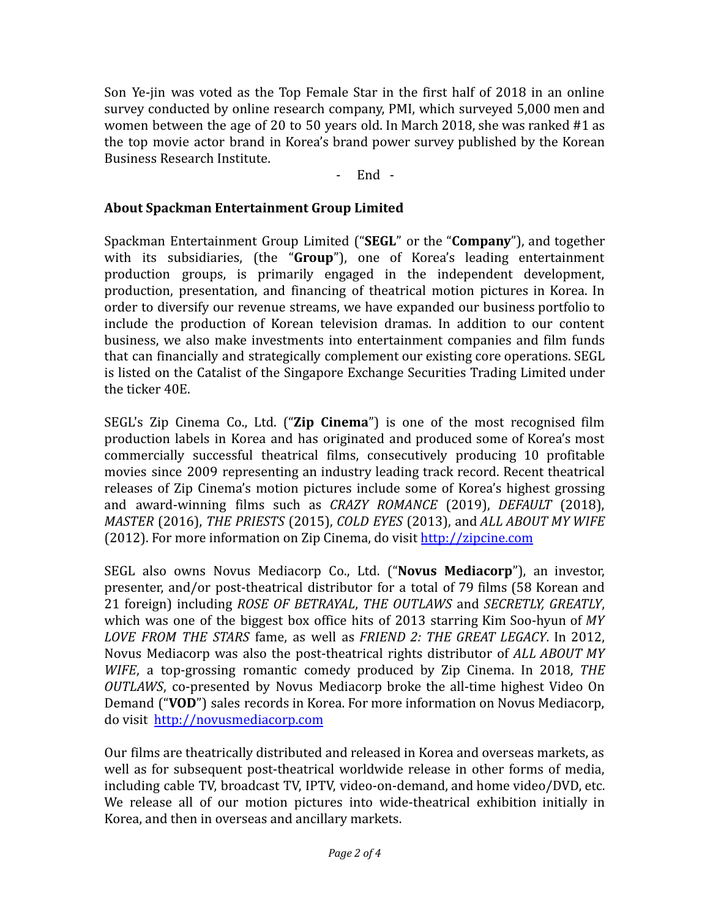Son Ye-jin was voted as the Top Female Star in the first half of 2018 in an online survey conducted by online research company, PMI, which surveyed 5,000 men and women between the age of 20 to 50 years old. In March 2018, she was ranked #1 as the top movie actor brand in Korea's brand power survey published by the Korean Business Research Institute.

\- End -

## About Spackman Entertainment Group Limited

Spackman Entertainment Group Limited ("**SEGL**" or the "**Company**"), and together with its subsidiaries, (the "**Group**"), one of Korea's leading entertainment production groups, is primarily engaged in the independent development, production, presentation, and financing of theatrical motion pictures in Korea. In order to diversify our revenue streams, we have expanded our business portfolio to include the production of Korean television dramas. In addition to our content business, we also make investments into entertainment companies and film funds that can financially and strategically complement our existing core operations. SEGL is listed on the Catalist of the Singapore Exchange Securities Trading Limited under the ticker 40E.

SEGL's Zip Cinema Co., Ltd. ("**Zip Cinema**") is one of the most recognised film production labels in Korea and has originated and produced some of Korea's most commercially successful theatrical films, consecutively producing 10 profitable movies since 2009 representing an industry leading track record. Recent theatrical releases of Zip Cinema's motion pictures include some of Korea's highest grossing and award-winning films such as *CRAZY ROMANCE* (2019), *DEFAULT* (2018), *MASTER* (2016), *THE PRIESTS* (2015), *COLD EYES* (2013), and *ALL ABOUT MY WIFE* (2012). For more information on Zip Cinema, do visit http://zipcine.com

SEGL also owns Novus Mediacorp Co., Ltd. ("**Novus Mediacorp**"), an investor, presenter, and/or post-theatrical distributor for a total of 79 films (58 Korean and 21 foreign) including *ROSE OF BETRAYAL*, *THE OUTLAWS* and *SECRETLY, GREATLY*, which was one of the biggest box office hits of 2013 starring Kim Soo-hyun of *MY LOVE FROM THE STARS* fame, as well as *FRIEND 2: THE GREAT LEGACY*. In 2012, Novus Mediacorp was also the post-theatrical rights distributor of *ALL ABOUT MY WIFE*, a top-grossing romantic comedy produced by Zip Cinema. In 2018, *THE OUTLAWS*, co-presented by Novus Mediacorp broke the all-time highest Video On Demand ("**VOD**") sales records in Korea. For more information on Novus Mediacorp, do visit http://novusmediacorp.com

Our films are theatrically distributed and released in Korea and overseas markets, as well as for subsequent post-theatrical worldwide release in other forms of media, including cable TV, broadcast TV, IPTV, video-on-demand, and home video/DVD, etc. We release all of our motion pictures into wide-theatrical exhibition initially in Korea, and then in overseas and ancillary markets.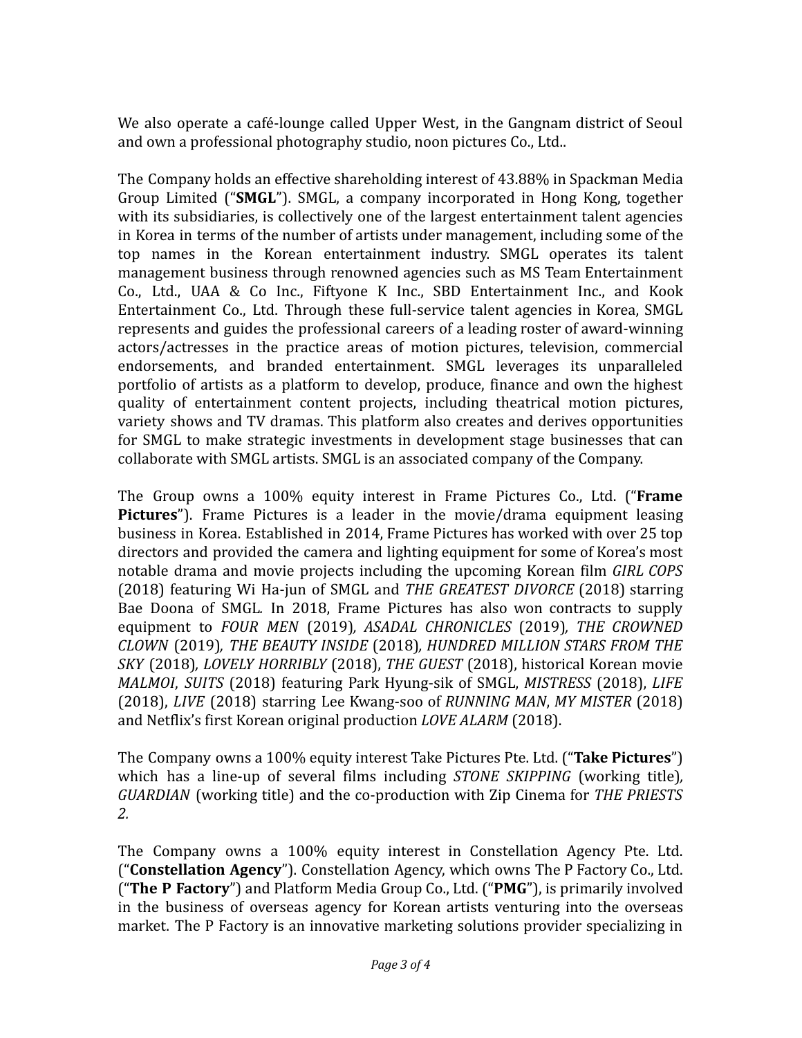We also operate a café-lounge called Upper West, in the Gangnam district of Seoul and own a professional photography studio, noon pictures Co., Ltd..

The Company holds an effective shareholding interest of 43.88% in Spackman Media Group Limited ("**SMGL**"). SMGL, a company incorporated in Hong Kong, together with its subsidiaries, is collectively one of the largest entertainment talent agencies in Korea in terms of the number of artists under management, including some of the top names in the Korean entertainment industry. SMGL operates its talent management business through renowned agencies such as MS Team Entertainment Co., Ltd., UAA & Co Inc., Fiftyone K Inc., SBD Entertainment Inc., and Kook Entertainment Co., Ltd. Through these full-service talent agencies in Korea, SMGL represents and guides the professional careers of a leading roster of award-winning actors/actresses in the practice areas of motion pictures, television, commercial endorsements, and branded entertainment. SMGL leverages its unparalleled portfolio of artists as a platform to develop, produce, finance and own the highest quality of entertainment content projects, including theatrical motion pictures, variety shows and TV dramas. This platform also creates and derives opportunities for SMGL to make strategic investments in development stage businesses that can collaborate with SMGL artists. SMGL is an associated company of the Company.

The Group owns a 100% equity interest in Frame Pictures Co., Ltd. ("**Frame Pictures**"). Frame Pictures is a leader in the movie/drama equipment leasing business in Korea. Established in 2014, Frame Pictures has worked with over 25 top directors and provided the camera and lighting equipment for some of Korea's most notable drama and movie projects including the upcoming Korean film *GIRL COPS* (2018) featuring Wi Ha-jun of SMGL and *THE GREATEST DIVORCE* (2018) starring Bae Doona of SMGL. In 2018, Frame Pictures has also won contracts to supply equipment to *FOUR MEN* (2019), *ASADAL CHRONICLES* (2019), *THE CROWNED CLOWN* (2019), *THE BEAUTY INSIDE* (2018), *HUNDRED MILLION STARS FROM THE SKY* (2018), *LOVELY HORRIBLY* (2018), *THE GUEST* (2018), historical Korean movie *MALMOI*, *SUITS* (2018) featuring Park Hyung-sik of SMGL, *MISTRESS* (2018), *LIFE* (2018), *LIVE* (2018) starring Lee Kwang-soo of *RUNNING MAN*, *MY MISTER* (2018) and Netflix's first Korean original production *LOVE ALARM* (2018).

The Company owns a 100% equity interest Take Pictures Pte. Ltd. ("**Take Pictures**") which has a line-up of several films including *STONE SKIPPING* (working title), *GUARDIAN* (working title) and the co-production with Zip Cinema for *THE PRIESTS 2.*

The Company owns a 100% equity interest in Constellation Agency Pte. Ltd. ("**Constellation Agency**"). Constellation Agency, which owns The P Factory Co., Ltd. ("**The P Factory**") and Platform Media Group Co., Ltd. ("**PMG**"), is primarily involved in the business of overseas agency for Korean artists venturing into the overseas market. The P Factory is an innovative marketing solutions provider specializing in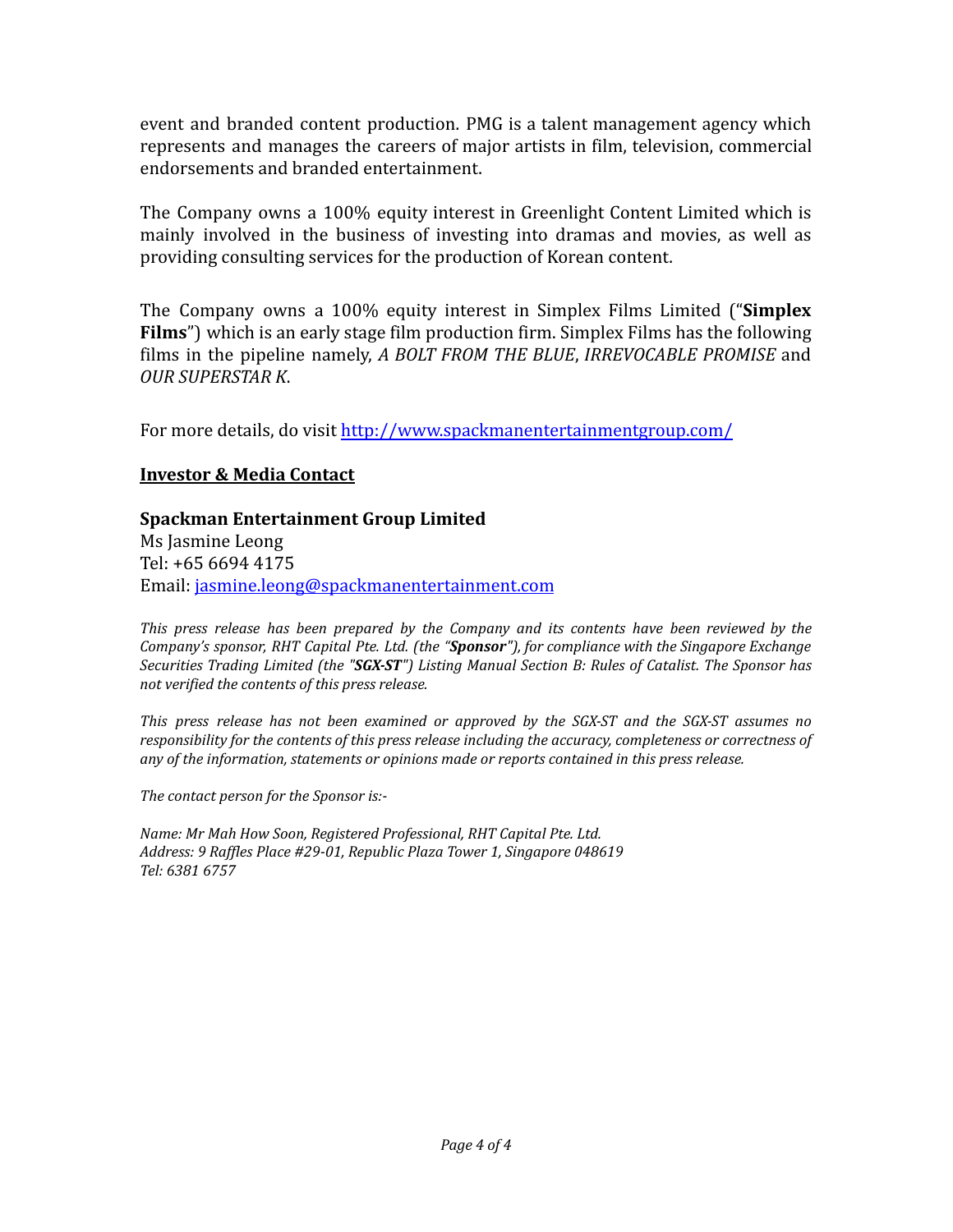event and branded content production. PMG is a talent management agency which represents and manages the careers of major artists in film, television, commercial endorsements and branded entertainment.

The Company owns a 100% equity interest in Greenlight Content Limited which is mainly involved in the business of investing into dramas and movies, as well as providing consulting services for the production of Korean content.

The Company owns a 100% equity interest in Simplex Films Limited ("**Simplex Films**") which is an early stage film production firm. Simplex Films has the following films in the pipeline namely, *A BOLT FROM THE BLUE*, *IRREVOCABLE PROMISE* and *OUR SUPERSTAR K*.

For more details, do visit http://www.spackmanentertainmentgroup.com/

## Investor & Media Contact

**Spackman Entertainment Group Limited**
Ms Jasmine Leong
Tel: +65 6694 4175
Email: jasmine.leong@spackmanentertainment.com

*This press release has been prepared by the Company and its contents have been reviewed by the Company's sponsor, RHT Capital Pte. Ltd. (the "**Sponsor**"), for compliance with the Singapore Exchange Securities Trading Limited (the "**SGX-ST**") Listing Manual Section B: Rules of Catalist. The Sponsor has not verified the contents of this press release.*

*This press release has not been examined or approved by the SGX-ST and the SGX-ST assumes no responsibility for the contents of this press release including the accuracy, completeness or correctness of any of the information, statements or opinions made or reports contained in this press release.*

*The contact person for the Sponsor is:-*

*Name: Mr Mah How Soon, Registered Professional, RHT Capital Pte. Ltd.*
*Address: 9 Raffles Place #29-01, Republic Plaza Tower 1, Singapore 048619*
*Tel: 6381 6757*